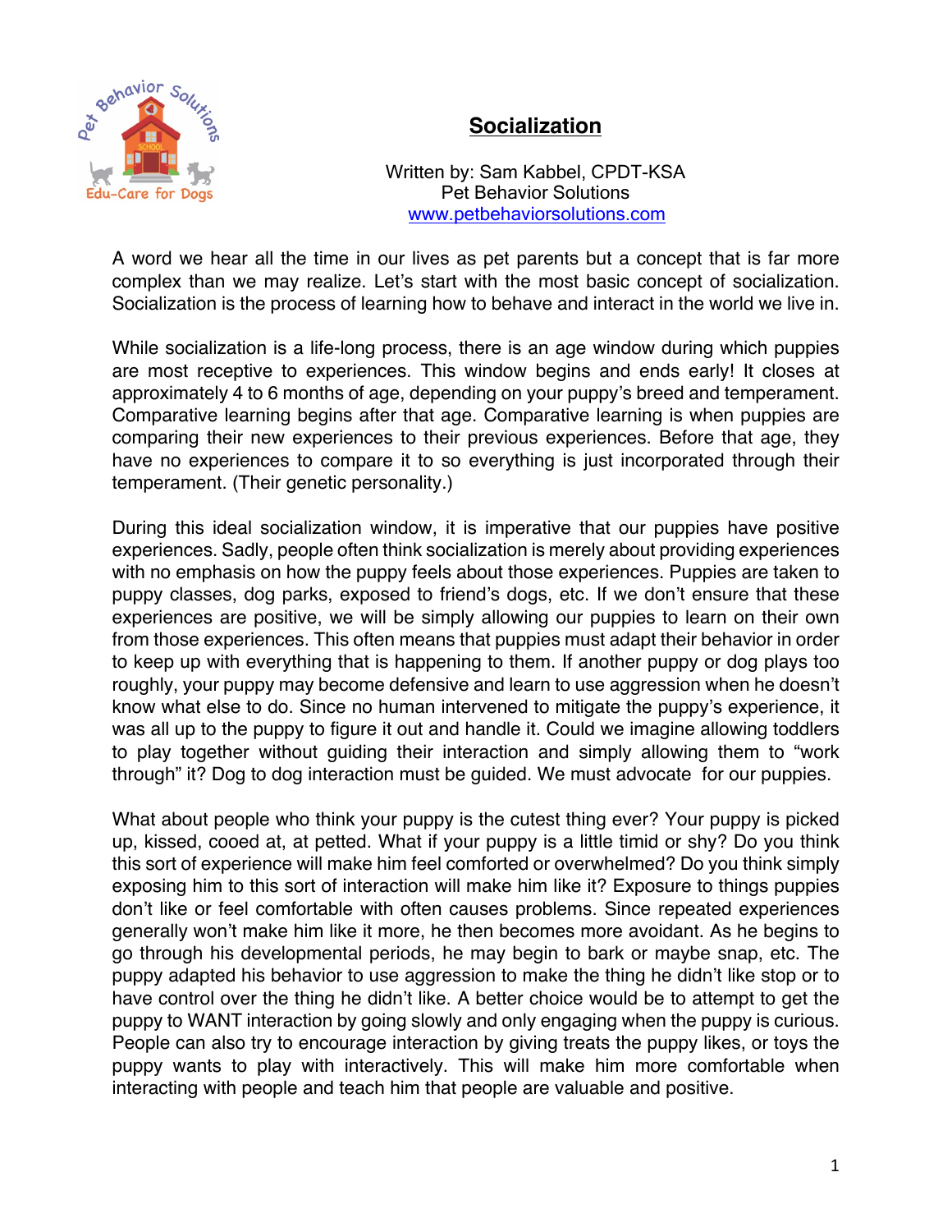# Socialization

Written by: Sam Kabbel, CPDT-KSA
Pet Behavior Solutions
www.petbehaviorsolutions.com

A word we hear all the time in our lives as pet parents but a concept that is far more complex than we may realize. Let's start with the most basic concept of socialization. Socialization is the process of learning how to behave and interact in the world we live in.

While socialization is a life-long process, there is an age window during which puppies are most receptive to experiences. This window begins and ends early! It closes at approximately 4 to 6 months of age, depending on your puppy's breed and temperament. Comparative learning begins after that age. Comparative learning is when puppies are comparing their new experiences to their previous experiences. Before that age, they have no experiences to compare it to so everything is just incorporated through their temperament. (Their genetic personality.)

During this ideal socialization window, it is imperative that our puppies have positive experiences. Sadly, people often think socialization is merely about providing experiences with no emphasis on how the puppy feels about those experiences. Puppies are taken to puppy classes, dog parks, exposed to friend's dogs, etc. If we don't ensure that these experiences are positive, we will be simply allowing our puppies to learn on their own from those experiences. This often means that puppies must adapt their behavior in order to keep up with everything that is happening to them. If another puppy or dog plays too roughly, your puppy may become defensive and learn to use aggression when he doesn't know what else to do. Since no human intervened to mitigate the puppy's experience, it was all up to the puppy to figure it out and handle it. Could we imagine allowing toddlers to play together without guiding their interaction and simply allowing them to "work through" it? Dog to dog interaction must be guided. We must advocate for our puppies.

What about people who think your puppy is the cutest thing ever? Your puppy is picked up, kissed, cooed at, at petted. What if your puppy is a little timid or shy? Do you think this sort of experience will make him feel comforted or overwhelmed? Do you think simply exposing him to this sort of interaction will make him like it? Exposure to things puppies don't like or feel comfortable with often causes problems. Since repeated experiences generally won't make him like it more, he then becomes more avoidant. As he begins to go through his developmental periods, he may begin to bark or maybe snap, etc. The puppy adapted his behavior to use aggression to make the thing he didn't like stop or to have control over the thing he didn't like. A better choice would be to attempt to get the puppy to WANT interaction by going slowly and only engaging when the puppy is curious. People can also try to encourage interaction by giving treats the puppy likes, or toys the puppy wants to play with interactively. This will make him more comfortable when interacting with people and teach him that people are valuable and positive.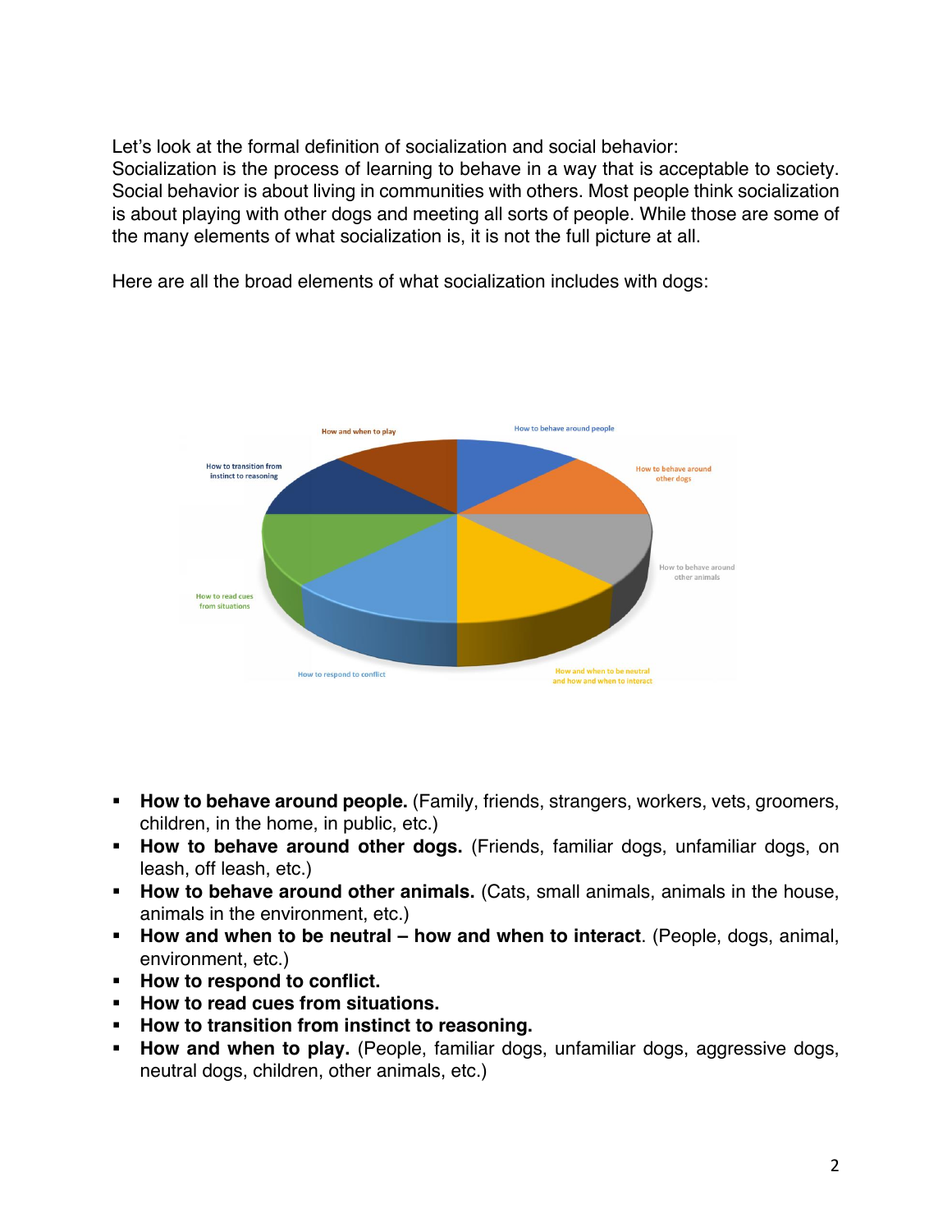Let's look at the formal definition of socialization and social behavior:
Socialization is the process of learning to behave in a way that is acceptable to society. Social behavior is about living in communities with others. Most people think socialization is about playing with other dogs and meeting all sorts of people. While those are some of the many elements of what socialization is, it is not the full picture at all.

Here are all the broad elements of what socialization includes with dogs:

- **How to behave around people.** (Family, friends, strangers, workers, vets, groomers, children, in the home, in public, etc.)
- **How to behave around other dogs.** (Friends, familiar dogs, unfamiliar dogs, on leash, off leash, etc.)
- **How to behave around other animals.** (Cats, small animals, animals in the house, animals in the environment, etc.)
- **How and when to be neutral – how and when to interact**. (People, dogs, animal, environment, etc.)
- **How to respond to conflict.**
- **How to read cues from situations.**
- **How to transition from instinct to reasoning.**
- **How and when to play.** (People, familiar dogs, unfamiliar dogs, aggressive dogs, neutral dogs, children, other animals, etc.)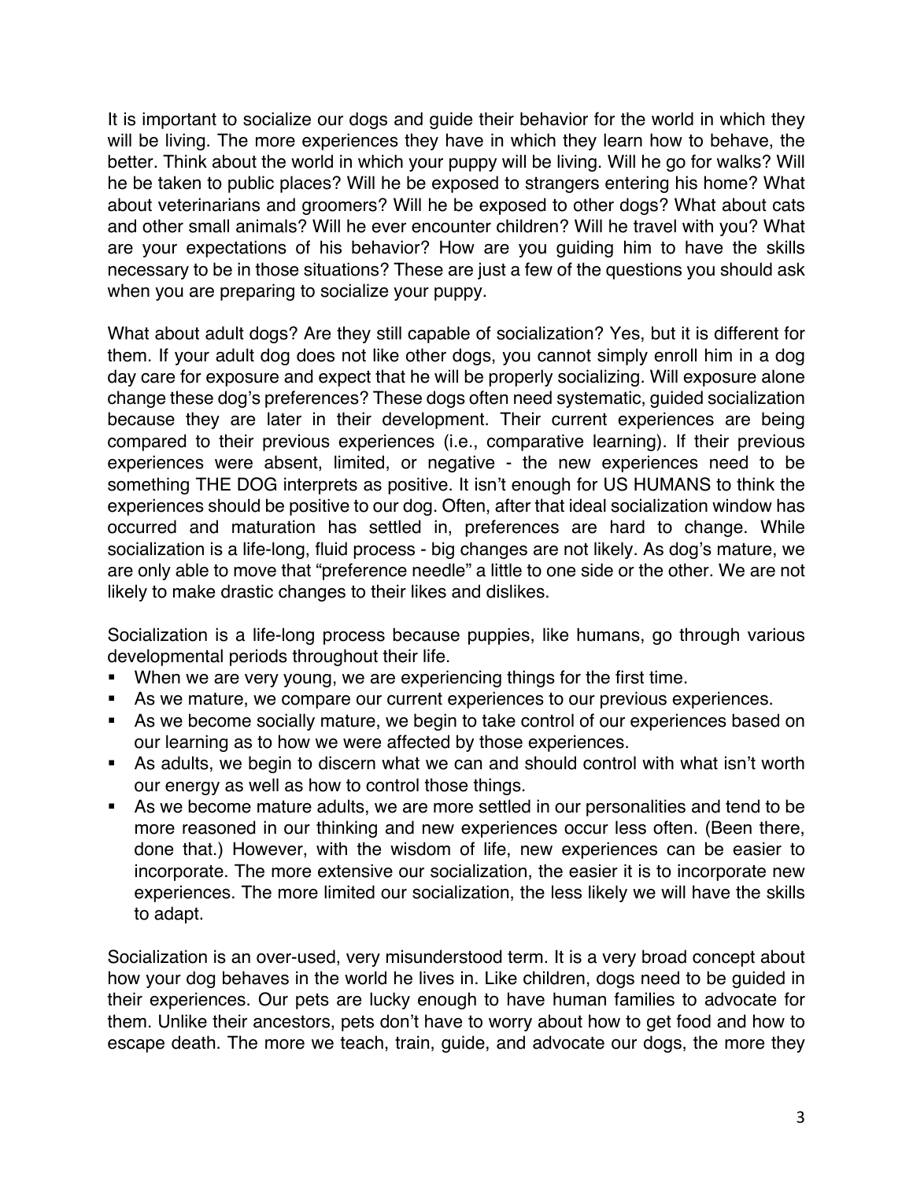It is important to socialize our dogs and guide their behavior for the world in which they will be living. The more experiences they have in which they learn how to behave, the better. Think about the world in which your puppy will be living. Will he go for walks? Will he be taken to public places? Will he be exposed to strangers entering his home? What about veterinarians and groomers? Will he be exposed to other dogs? What about cats and other small animals? Will he ever encounter children? Will he travel with you? What are your expectations of his behavior? How are you guiding him to have the skills necessary to be in those situations? These are just a few of the questions you should ask when you are preparing to socialize your puppy.

What about adult dogs? Are they still capable of socialization? Yes, but it is different for them. If your adult dog does not like other dogs, you cannot simply enroll him in a dog day care for exposure and expect that he will be properly socializing. Will exposure alone change these dog's preferences? These dogs often need systematic, guided socialization because they are later in their development. Their current experiences are being compared to their previous experiences (i.e., comparative learning). If their previous experiences were absent, limited, or negative - the new experiences need to be something THE DOG interprets as positive. It isn't enough for US HUMANS to think the experiences should be positive to our dog. Often, after that ideal socialization window has occurred and maturation has settled in, preferences are hard to change. While socialization is a life-long, fluid process - big changes are not likely. As dog's mature, we are only able to move that "preference needle" a little to one side or the other. We are not likely to make drastic changes to their likes and dislikes.

Socialization is a life-long process because puppies, like humans, go through various developmental periods throughout their life.

- When we are very young, we are experiencing things for the first time.
- As we mature, we compare our current experiences to our previous experiences.
- As we become socially mature, we begin to take control of our experiences based on our learning as to how we were affected by those experiences.
- As adults, we begin to discern what we can and should control with what isn't worth our energy as well as how to control those things.
- As we become mature adults, we are more settled in our personalities and tend to be more reasoned in our thinking and new experiences occur less often. (Been there, done that.) However, with the wisdom of life, new experiences can be easier to incorporate. The more extensive our socialization, the easier it is to incorporate new experiences. The more limited our socialization, the less likely we will have the skills to adapt.

Socialization is an over-used, very misunderstood term. It is a very broad concept about how your dog behaves in the world he lives in. Like children, dogs need to be guided in their experiences. Our pets are lucky enough to have human families to advocate for them. Unlike their ancestors, pets don't have to worry about how to get food and how to escape death. The more we teach, train, guide, and advocate our dogs, the more they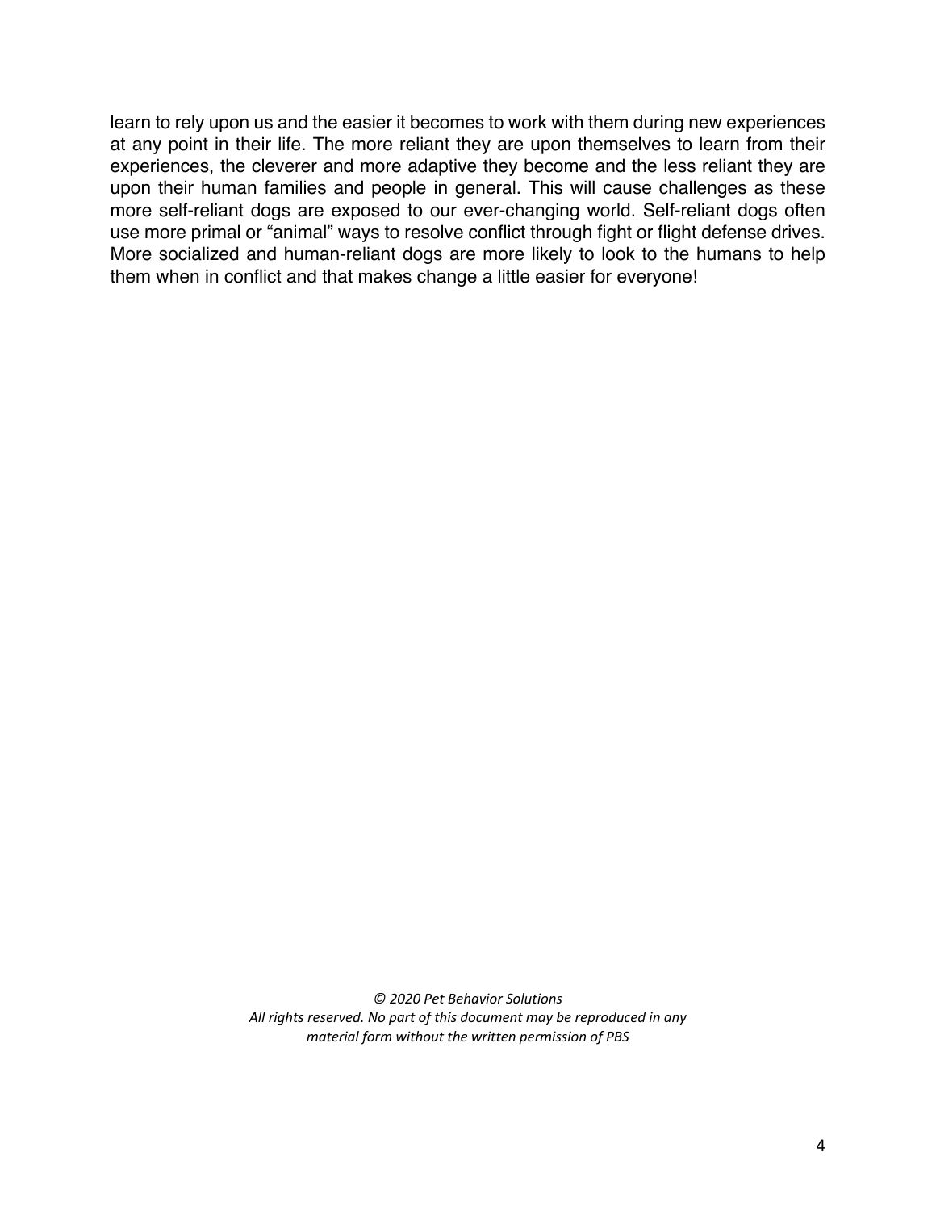learn to rely upon us and the easier it becomes to work with them during new experiences at any point in their life. The more reliant they are upon themselves to learn from their experiences, the cleverer and more adaptive they become and the less reliant they are upon their human families and people in general. This will cause challenges as these more self-reliant dogs are exposed to our ever-changing world. Self-reliant dogs often use more primal or "animal" ways to resolve conflict through fight or flight defense drives. More socialized and human-reliant dogs are more likely to look to the humans to help them when in conflict and that makes change a little easier for everyone!

*© 2020 Pet Behavior Solutions*
*All rights reserved. No part of this document may be reproduced in any material form without the written permission of PBS*